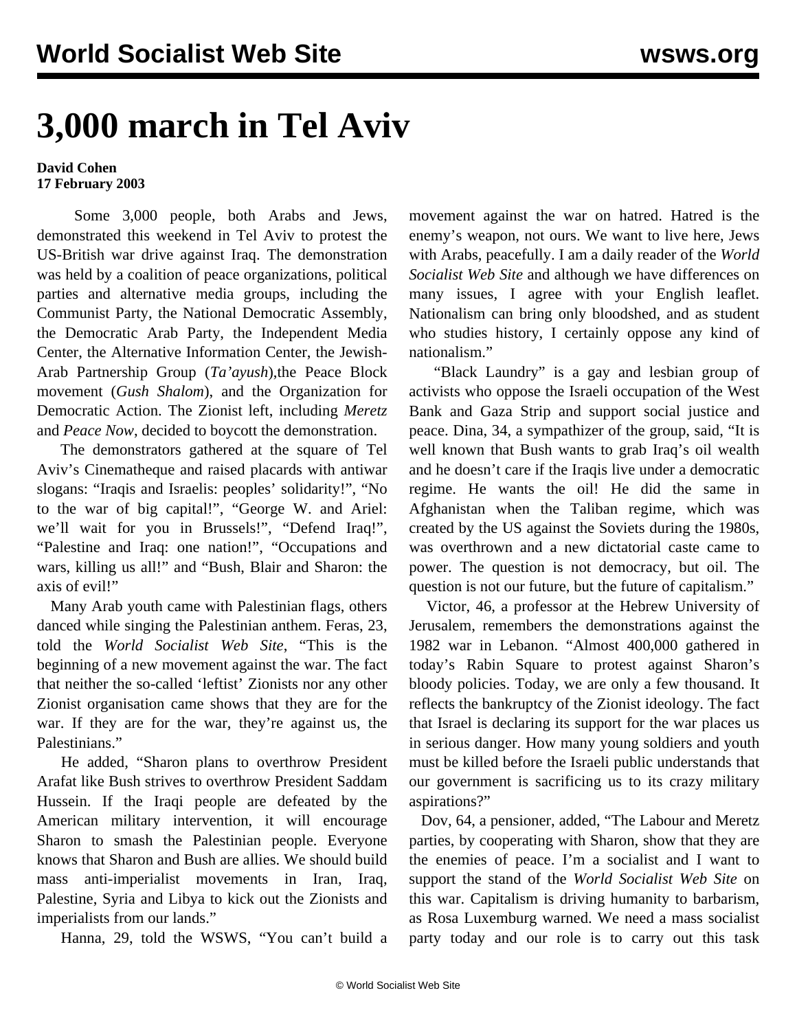# 3,000 march in Tel Aviv

**David Cohen**
**17 February 2003**

Some 3,000 people, both Arabs and Jews, demonstrated this weekend in Tel Aviv to protest the US-British war drive against Iraq. The demonstration was held by a coalition of peace organizations, political parties and alternative media groups, including the Communist Party, the National Democratic Assembly, the Democratic Arab Party, the Independent Media Center, the Alternative Information Center, the Jewish-Arab Partnership Group (*Ta'ayush*),the Peace Block movement (*Gush Shalom*), and the Organization for Democratic Action. The Zionist left, including *Meretz* and *Peace Now*, decided to boycott the demonstration.

The demonstrators gathered at the square of Tel Aviv's Cinematheque and raised placards with antiwar slogans: "Iraqis and Israelis: peoples' solidarity!", "No to the war of big capital!", "George W. and Ariel: we'll wait for you in Brussels!", "Defend Iraq!", "Palestine and Iraq: one nation!", "Occupations and wars, killing us all!" and "Bush, Blair and Sharon: the axis of evil!"

Many Arab youth came with Palestinian flags, others danced while singing the Palestinian anthem. Feras, 23, told the *World Socialist Web Site*, "This is the beginning of a new movement against the war. The fact that neither the so-called 'leftist' Zionists nor any other Zionist organisation came shows that they are for the war. If they are for the war, they're against us, the Palestinians."

He added, "Sharon plans to overthrow President Arafat like Bush strives to overthrow President Saddam Hussein. If the Iraqi people are defeated by the American military intervention, it will encourage Sharon to smash the Palestinian people. Everyone knows that Sharon and Bush are allies. We should build mass anti-imperialist movements in Iran, Iraq, Palestine, Syria and Libya to kick out the Zionists and imperialists from our lands."

Hanna, 29, told the WSWS, "You can't build a movement against the war on hatred. Hatred is the enemy's weapon, not ours. We want to live here, Jews with Arabs, peacefully. I am a daily reader of the *World Socialist Web Site* and although we have differences on many issues, I agree with your English leaflet. Nationalism can bring only bloodshed, and as student who studies history, I certainly oppose any kind of nationalism."

"Black Laundry" is a gay and lesbian group of activists who oppose the Israeli occupation of the West Bank and Gaza Strip and support social justice and peace. Dina, 34, a sympathizer of the group, said, "It is well known that Bush wants to grab Iraq's oil wealth and he doesn't care if the Iraqis live under a democratic regime. He wants the oil! He did the same in Afghanistan when the Taliban regime, which was created by the US against the Soviets during the 1980s, was overthrown and a new dictatorial caste came to power. The question is not democracy, but oil. The question is not our future, but the future of capitalism."

Victor, 46, a professor at the Hebrew University of Jerusalem, remembers the demonstrations against the 1982 war in Lebanon. "Almost 400,000 gathered in today's Rabin Square to protest against Sharon's bloody policies. Today, we are only a few thousand. It reflects the bankruptcy of the Zionist ideology. The fact that Israel is declaring its support for the war places us in serious danger. How many young soldiers and youth must be killed before the Israeli public understands that our government is sacrificing us to its crazy military aspirations?"

Dov, 64, a pensioner, added, "The Labour and Meretz parties, by cooperating with Sharon, show that they are the enemies of peace. I'm a socialist and I want to support the stand of the *World Socialist Web Site* on this war. Capitalism is driving humanity to barbarism, as Rosa Luxemburg warned. We need a mass socialist party today and our role is to carry out this task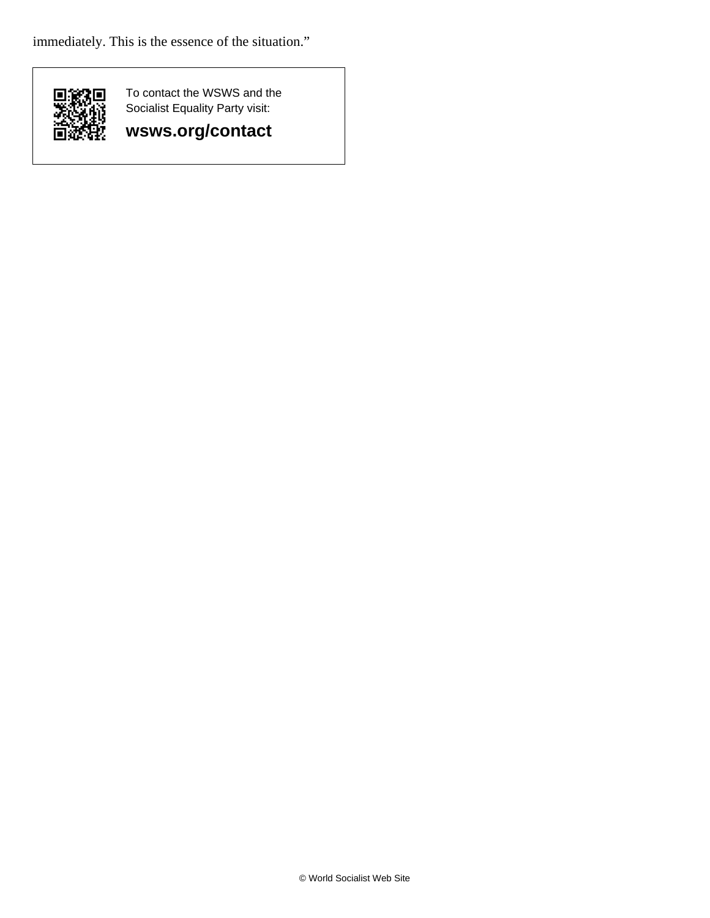immediately. This is the essence of the situation."

To contact the WSWS and the Socialist Equality Party visit:

**wsws.org/contact**